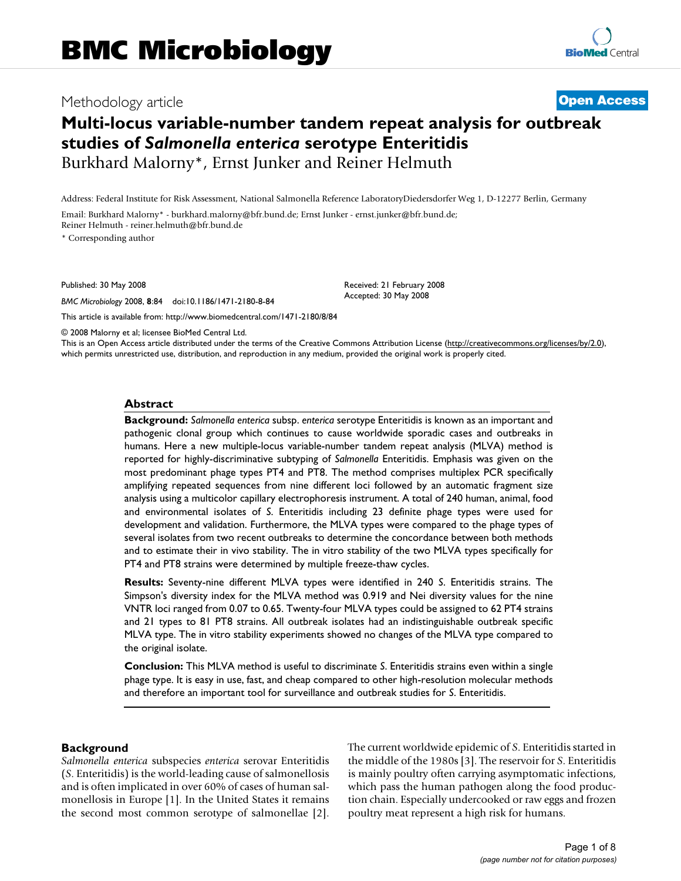# BMC Microbiology

Methodology article

**Open Access**

# Multi-locus variable-number tandem repeat analysis for outbreak studies of *Salmonella enterica* serotype Enteritidis

Burkhard Malorny*, Ernst Junker and Reiner Helmuth

Address: Federal Institute for Risk Assessment, National Salmonella Reference LaboratoryDiedersdorfer Weg 1, D-12277 Berlin, Germany

Email: Burkhard Malorny* - burkhard.malorny@bfr.bund.de; Ernst Junker - ernst.junker@bfr.bund.de; Reiner Helmuth - reiner.helmuth@bfr.bund.de

\* Corresponding author

Published: 30 May 2008

*BMC Microbiology* 2008, **8**:84 doi:10.1186/1471-2180-8-84

Received: 21 February 2008
Accepted: 30 May 2008

This article is available from: http://www.biomedcentral.com/1471-2180/8/84

© 2008 Malorny et al; licensee BioMed Central Ltd.
This is an Open Access article distributed under the terms of the Creative Commons Attribution License (http://creativecommons.org/licenses/by/2.0), which permits unrestricted use, distribution, and reproduction in any medium, provided the original work is properly cited.

## Abstract

**Background:** *Salmonella enterica* subsp. *enterica* serotype Enteritidis is known as an important and pathogenic clonal group which continues to cause worldwide sporadic cases and outbreaks in humans. Here a new multiple-locus variable-number tandem repeat analysis (MLVA) method is reported for highly-discriminative subtyping of *Salmonella* Enteritidis. Emphasis was given on the most predominant phage types PT4 and PT8. The method comprises multiplex PCR specifically amplifying repeated sequences from nine different loci followed by an automatic fragment size analysis using a multicolor capillary electrophoresis instrument. A total of 240 human, animal, food and environmental isolates of *S.* Enteritidis including 23 definite phage types were used for development and validation. Furthermore, the MLVA types were compared to the phage types of several isolates from two recent outbreaks to determine the concordance between both methods and to estimate their in vivo stability. The in vitro stability of the two MLVA types specifically for PT4 and PT8 strains were determined by multiple freeze-thaw cycles.

**Results:** Seventy-nine different MLVA types were identified in 240 *S.* Enteritidis strains. The Simpson's diversity index for the MLVA method was 0.919 and Nei diversity values for the nine VNTR loci ranged from 0.07 to 0.65. Twenty-four MLVA types could be assigned to 62 PT4 strains and 21 types to 81 PT8 strains. All outbreak isolates had an indistinguishable outbreak specific MLVA type. The in vitro stability experiments showed no changes of the MLVA type compared to the original isolate.

**Conclusion:** This MLVA method is useful to discriminate *S.* Enteritidis strains even within a single phage type. It is easy in use, fast, and cheap compared to other high-resolution molecular methods and therefore an important tool for surveillance and outbreak studies for *S.* Enteritidis.

## Background

*Salmonella enterica* subspecies *enterica* serovar Enteritidis (*S.* Enteritidis) is the world-leading cause of salmonellosis and is often implicated in over 60% of cases of human salmonellosis in Europe [1]. In the United States it remains the second most common serotype of salmonellae [2]. The current worldwide epidemic of *S.* Enteritidis started in the middle of the 1980s [3]. The reservoir for *S.* Enteritidis is mainly poultry often carrying asymptomatic infections, which pass the human pathogen along the food production chain. Especially undercooked or raw eggs and frozen poultry meat represent a high risk for humans.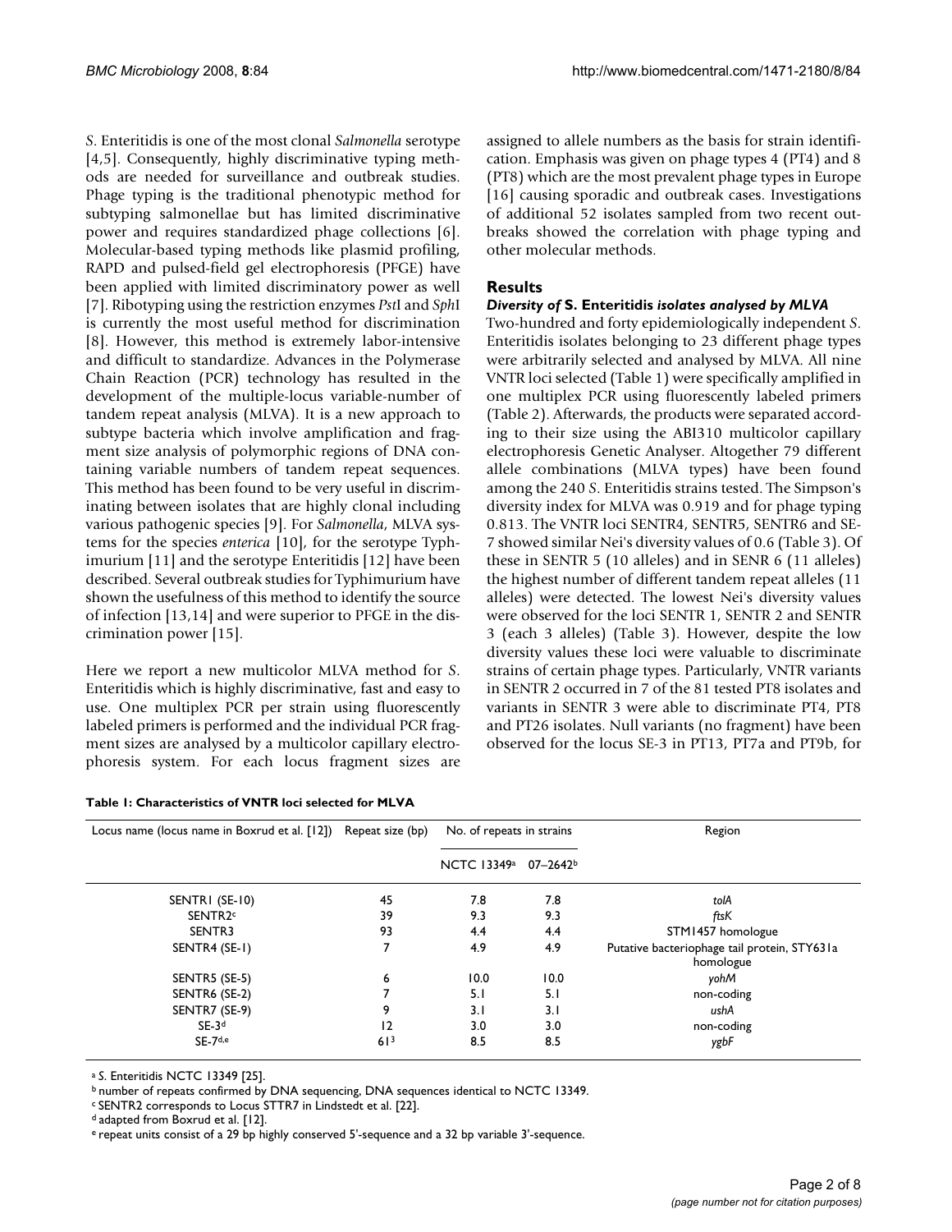*S*. Enteritidis is one of the most clonal *Salmonella* serotype [4,5]. Consequently, highly discriminative typing methods are needed for surveillance and outbreak studies. Phage typing is the traditional phenotypic method for subtyping salmonellae but has limited discriminative power and requires standardized phage collections [6]. Molecular-based typing methods like plasmid profiling, RAPD and pulsed-field gel electrophoresis (PFGE) have been applied with limited discriminatory power as well [7]. Ribotyping using the restriction enzymes *Pst*I and *Sph*I is currently the most useful method for discrimination [8]. However, this method is extremely labor-intensive and difficult to standardize. Advances in the Polymerase Chain Reaction (PCR) technology has resulted in the development of the multiple-locus variable-number of tandem repeat analysis (MLVA). It is a new approach to subtype bacteria which involve amplification and fragment size analysis of polymorphic regions of DNA containing variable numbers of tandem repeat sequences. This method has been found to be very useful in discriminating between isolates that are highly clonal including various pathogenic species [9]. For *Salmonella*, MLVA systems for the species *enterica* [10], for the serotype Typhimurium [11] and the serotype Enteritidis [12] have been described. Several outbreak studies for Typhimurium have shown the usefulness of this method to identify the source of infection [13,14] and were superior to PFGE in the discrimination power [15].

Here we report a new multicolor MLVA method for *S*. Enteritidis which is highly discriminative, fast and easy to use. One multiplex PCR per strain using fluorescently labeled primers is performed and the individual PCR fragment sizes are analysed by a multicolor capillary electrophoresis system. For each locus fragment sizes are assigned to allele numbers as the basis for strain identification. Emphasis was given on phage types 4 (PT4) and 8 (PT8) which are the most prevalent phage types in Europe [16] causing sporadic and outbreak cases. Investigations of additional 52 isolates sampled from two recent outbreaks showed the correlation with phage typing and other molecular methods.

## Results

### *Diversity of* S. Enteritidis *isolates analysed by MLVA*

Two-hundred and forty epidemiologically independent *S*. Enteritidis isolates belonging to 23 different phage types were arbitrarily selected and analysed by MLVA. All nine VNTR loci selected (Table 1) were specifically amplified in one multiplex PCR using fluorescently labeled primers (Table 2). Afterwards, the products were separated according to their size using the ABI310 multicolor capillary electrophoresis Genetic Analyser. Altogether 79 different allele combinations (MLVA types) have been found among the 240 *S*. Enteritidis strains tested. The Simpson's diversity index for MLVA was 0.919 and for phage typing 0.813. The VNTR loci SENTR4, SENTR5, SENTR6 and SE-7 showed similar Nei's diversity values of 0.6 (Table 3). Of these in SENTR 5 (10 alleles) and in SENR 6 (11 alleles) the highest number of different tandem repeat alleles (11 alleles) were detected. The lowest Nei's diversity values were observed for the loci SENTR 1, SENTR 2 and SENTR 3 (each 3 alleles) (Table 3). However, despite the low diversity values these loci were valuable to discriminate strains of certain phage types. Particularly, VNTR variants in SENTR 2 occurred in 7 of the 81 tested PT8 isolates and variants in SENTR 3 were able to discriminate PT4, PT8 and PT26 isolates. Null variants (no fragment) have been observed for the locus SE-3 in PT13, PT7a and PT9b, for

**Table 1: Characteristics of VNTR loci selected for MLVA**

| Locus name (locus name in Boxrud et al. [12]) | Repeat size (bp) | No. of repeats in strains | | Region |
|---|---|---|---|---|
| | | NCTC 13349[a] | 07–2642[b] | |
| SENTR1 (SE-10) | 45 | 7.8 | 7.8 | *tolA* |
| SENTR2[c] | 39 | 9.3 | 9.3 | *ftsK* |
| SENTR3 | 93 | 4.4 | 4.4 | STM1457 homologue |
| SENTR4 (SE-1) | 7 | 4.9 | 4.9 | Putative bacteriophage tail protein, STY631a homologue |
| SENTR5 (SE-5) | 6 | 10.0 | 10.0 | *yohM* |
| SENTR6 (SE-2) | 7 | 5.1 | 5.1 | non-coding |
| SENTR7 (SE-9) | 9 | 3.1 | 3.1 | *ushA* |
| SE-3[d] | 12 | 3.0 | 3.0 | non-coding |
| SE-7[d,e] | 61[3] | 8.5 | 8.5 | *ygbF* |

[a] *S*. Enteritidis NCTC 13349 [25].
[b] number of repeats confirmed by DNA sequencing, DNA sequences identical to NCTC 13349.
[c] SENTR2 corresponds to Locus STTR7 in Lindstedt et al. [22].
[d] adapted from Boxrud et al. [12].
[e] repeat units consist of a 29 bp highly conserved 5'-sequence and a 32 bp variable 3'-sequence.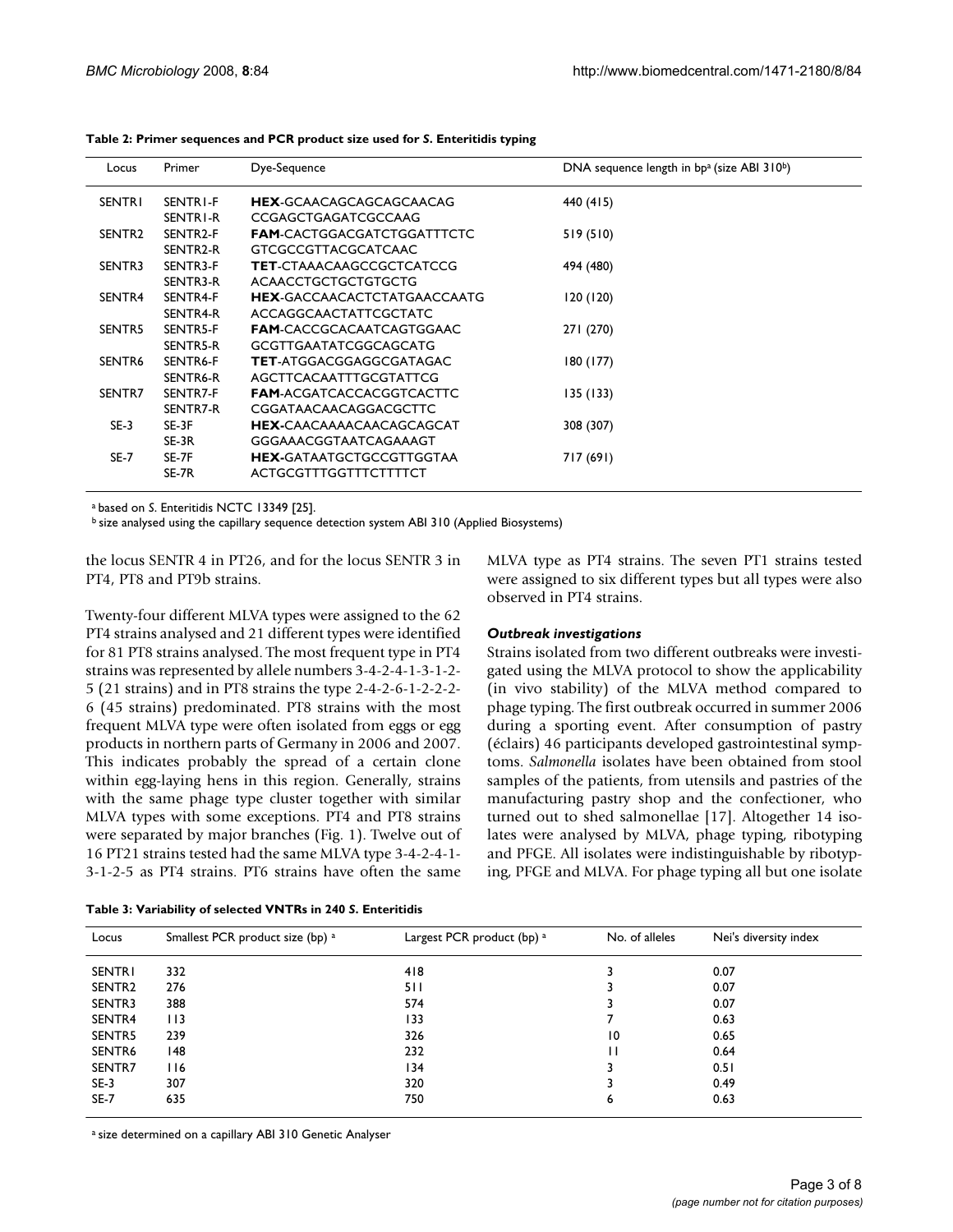**Table 2: Primer sequences and PCR product size used for *S.* Enteritidis typing**

| Locus | Primer | Dye-Sequence | DNA sequence length in bp[a] (size ABI 310[b]) |
|---|---|---|---|
| SENTR1 | SENTR1-F | **HEX**-GCAACAGCAGCAGCAACAG | 440 (415) |
| | SENTR1-R | CCGAGCTGAGATCGCCAAG | |
| SENTR2 | SENTR2-F | **FAM**-CACTGGACGATCTGGATTTCTC | 519 (510) |
| | SENTR2-R | GTCGCCGTTACGCATCAAC | |
| SENTR3 | SENTR3-F | **TET**-CTAAACAAGCCGCTCATCCG | 494 (480) |
| | SENTR3-R | ACAACCTGCTGCTGTGCTG | |
| SENTR4 | SENTR4-F | **HEX**-GACCAACACTCTATGAACCAATG | 120 (120) |
| | SENTR4-R | ACCAGGCAACTATTCGCTATC | |
| SENTR5 | SENTR5-F | **FAM**-CACCGCACAATCAGTGGAAC | 271 (270) |
| | SENTR5-R | GCGTTGAATATCGGCAGCATG | |
| SENTR6 | SENTR6-F | **TET**-ATGGACGGAGGCGATAGAC | 180 (177) |
| | SENTR6-R | AGCTTCACAATTTGCGTATTCG | |
| SENTR7 | SENTR7-F | **FAM**-ACGATCACCACGGTCACTTC | 135 (133) |
| | SENTR7-R | CGGATAACAACAGGACGCTTC | |
| SE-3 | SE-3F | **HEX**-CAACAAAACAACAGCAGCAT | 308 (307) |
| | SE-3R | GGGAAACGGTAATCAGAAAGT | |
| SE-7 | SE-7F | **HEX**-GATAATGCTGCCGTTGGTAA | 717 (691) |
| | SE-7R | ACTGCGTTTGGTTTCTTTTCT | |

[a] based on *S.* Enteritidis NCTC 13349 [25].
[b] size analysed using the capillary sequence detection system ABI 310 (Applied Biosystems)

the locus SENTR 4 in PT26, and for the locus SENTR 3 in PT4, PT8 and PT9b strains.

Twenty-four different MLVA types were assigned to the 62 PT4 strains analysed and 21 different types were identified for 81 PT8 strains analysed. The most frequent type in PT4 strains was represented by allele numbers 3-4-2-4-1-3-1-2-5 (21 strains) and in PT8 strains the type 2-4-2-6-1-2-2-2-6 (45 strains) predominated. PT8 strains with the most frequent MLVA type were often isolated from eggs or egg products in northern parts of Germany in 2006 and 2007. This indicates probably the spread of a certain clone within egg-laying hens in this region. Generally, strains with the same phage type cluster together with similar MLVA types with some exceptions. PT4 and PT8 strains were separated by major branches (Fig. 1). Twelve out of 16 PT21 strains tested had the same MLVA type 3-4-2-4-1-3-1-2-5 as PT4 strains. PT6 strains have often the same MLVA type as PT4 strains. The seven PT1 strains tested were assigned to six different types but all types were also observed in PT4 strains.

### *Outbreak investigations*

Strains isolated from two different outbreaks were investigated using the MLVA protocol to show the applicability (in vivo stability) of the MLVA method compared to phage typing. The first outbreak occurred in summer 2006 during a sporting event. After consumption of pastry (éclairs) 46 participants developed gastrointestinal symptoms. *Salmonella* isolates have been obtained from stool samples of the patients, from utensils and pastries of the manufacturing pastry shop and the confectioner, who turned out to shed salmonellae [17]. Altogether 14 isolates were analysed by MLVA, phage typing, ribotyping and PFGE. All isolates were indistinguishable by ribotyping, PFGE and MLVA. For phage typing all but one isolate

**Table 3: Variability of selected VNTRs in 240 *S.* Enteritidis**

| Locus | Smallest PCR product size (bp) [a] | Largest PCR product (bp) [a] | No. of alleles | Nei's diversity index |
|---|---|---|---|---|
| SENTR1 | 332 | 418 | 3 | 0.07 |
| SENTR2 | 276 | 511 | 3 | 0.07 |
| SENTR3 | 388 | 574 | 3 | 0.07 |
| SENTR4 | 113 | 133 | 7 | 0.63 |
| SENTR5 | 239 | 326 | 10 | 0.65 |
| SENTR6 | 148 | 232 | 11 | 0.64 |
| SENTR7 | 116 | 134 | 3 | 0.51 |
| SE-3 | 307 | 320 | 3 | 0.49 |
| SE-7 | 635 | 750 | 6 | 0.63 |

[a] size determined on a capillary ABI 310 Genetic Analyser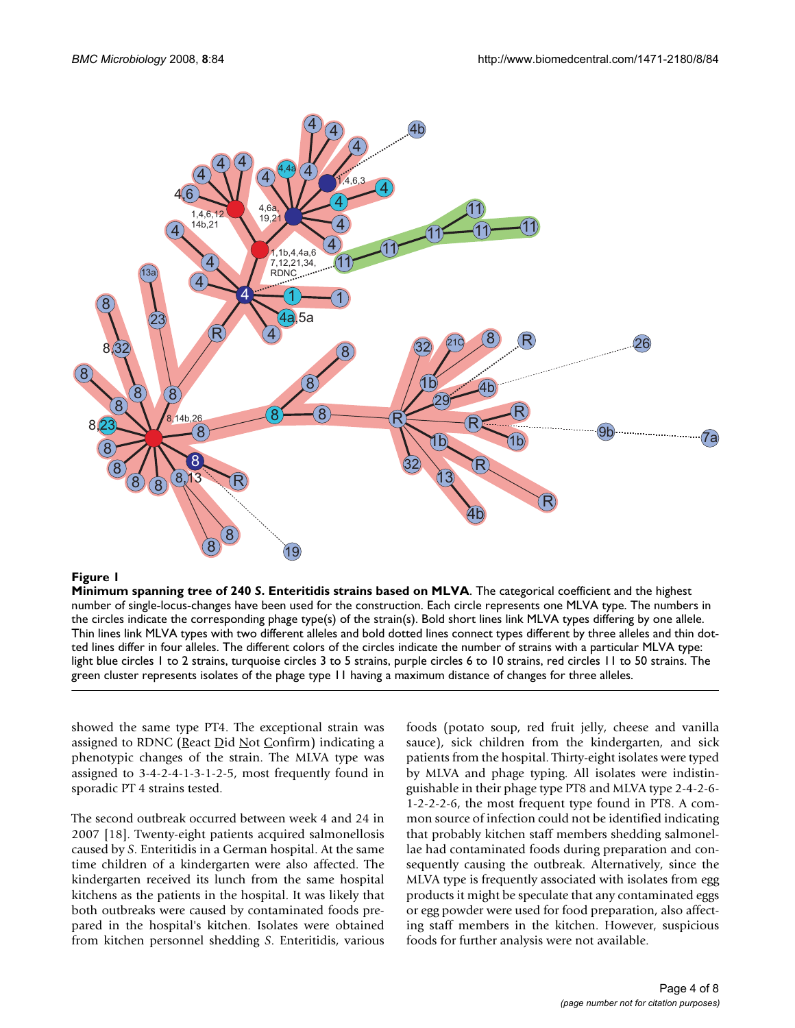**Figure 1**

**Minimum spanning tree of 240 *S*. Enteritidis strains based on MLVA**. The categorical coefficient and the highest number of single-locus-changes have been used for the construction. Each circle represents one MLVA type. The numbers in the circles indicate the corresponding phage type(s) of the strain(s). Bold short lines link MLVA types differing by one allele. Thin lines link MLVA types with two different alleles and bold dotted lines connect types different by three alleles and thin dotted lines differ in four alleles. The different colors of the circles indicate the number of strains with a particular MLVA type: light blue circles 1 to 2 strains, turquoise circles 3 to 5 strains, purple circles 6 to 10 strains, red circles 11 to 50 strains. The green cluster represents isolates of the phage type 11 having a maximum distance of changes for three alleles.

showed the same type PT4. The exceptional strain was assigned to RDNC (React Did Not Confirm) indicating a phenotypic changes of the strain. The MLVA type was assigned to 3-4-2-4-1-3-1-2-5, most frequently found in sporadic PT 4 strains tested.

The second outbreak occurred between week 4 and 24 in 2007 [18]. Twenty-eight patients acquired salmonellosis caused by *S*. Enteritidis in a German hospital. At the same time children of a kindergarten were also affected. The kindergarten received its lunch from the same hospital kitchens as the patients in the hospital. It was likely that both outbreaks were caused by contaminated foods prepared in the hospital's kitchen. Isolates were obtained from kitchen personnel shedding *S*. Enteritidis, various foods (potato soup, red fruit jelly, cheese and vanilla sauce), sick children from the kindergarten, and sick patients from the hospital. Thirty-eight isolates were typed by MLVA and phage typing. All isolates were indistinguishable in their phage type PT8 and MLVA type 2-4-2-6-1-2-2-2-6, the most frequent type found in PT8. A common source of infection could not be identified indicating that probably kitchen staff members shedding salmonellae had contaminated foods during preparation and consequently causing the outbreak. Alternatively, since the MLVA type is frequently associated with isolates from egg products it might be speculate that any contaminated eggs or egg powder were used for food preparation, also affecting staff members in the kitchen. However, suspicious foods for further analysis were not available.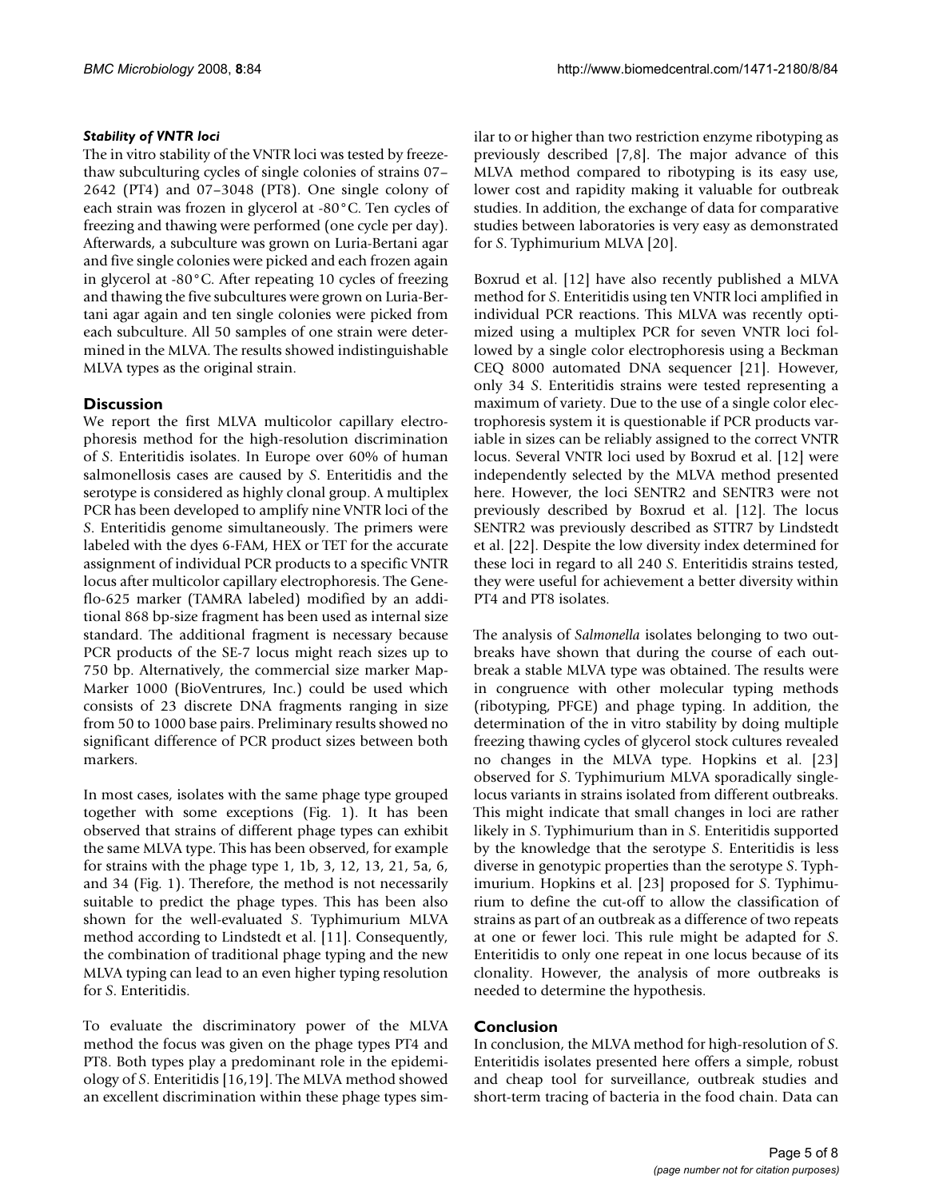### *Stability of VNTR loci*

The in vitro stability of the VNTR loci was tested by freeze-thaw subculturing cycles of single colonies of strains 07–2642 (PT4) and 07–3048 (PT8). One single colony of each strain was frozen in glycerol at -80°C. Ten cycles of freezing and thawing were performed (one cycle per day). Afterwards, a subculture was grown on Luria-Bertani agar and five single colonies were picked and each frozen again in glycerol at -80°C. After repeating 10 cycles of freezing and thawing the five subcultures were grown on Luria-Bertani agar again and ten single colonies were picked from each subculture. All 50 samples of one strain were determined in the MLVA. The results showed indistinguishable MLVA types as the original strain.

## Discussion

We report the first MLVA multicolor capillary electrophoresis method for the high-resolution discrimination of *S*. Enteritidis isolates. In Europe over 60% of human salmonellosis cases are caused by *S*. Enteritidis and the serotype is considered as highly clonal group. A multiplex PCR has been developed to amplify nine VNTR loci of the *S*. Enteritidis genome simultaneously. The primers were labeled with the dyes 6-FAM, HEX or TET for the accurate assignment of individual PCR products to a specific VNTR locus after multicolor capillary electrophoresis. The Geneflo-625 marker (TAMRA labeled) modified by an additional 868 bp-size fragment has been used as internal size standard. The additional fragment is necessary because PCR products of the SE-7 locus might reach sizes up to 750 bp. Alternatively, the commercial size marker MapMarker 1000 (BioVentrures, Inc.) could be used which consists of 23 discrete DNA fragments ranging in size from 50 to 1000 base pairs. Preliminary results showed no significant difference of PCR product sizes between both markers.

In most cases, isolates with the same phage type grouped together with some exceptions (Fig. 1). It has been observed that strains of different phage types can exhibit the same MLVA type. This has been observed, for example for strains with the phage type 1, 1b, 3, 12, 13, 21, 5a, 6, and 34 (Fig. 1). Therefore, the method is not necessarily suitable to predict the phage types. This has been also shown for the well-evaluated *S*. Typhimurium MLVA method according to Lindstedt et al. [11]. Consequently, the combination of traditional phage typing and the new MLVA typing can lead to an even higher typing resolution for *S*. Enteritidis.

To evaluate the discriminatory power of the MLVA method the focus was given on the phage types PT4 and PT8. Both types play a predominant role in the epidemiology of *S*. Enteritidis [16,19]. The MLVA method showed an excellent discrimination within these phage types similar to or higher than two restriction enzyme ribotyping as previously described [7,8]. The major advance of this MLVA method compared to ribotyping is its easy use, lower cost and rapidity making it valuable for outbreak studies. In addition, the exchange of data for comparative studies between laboratories is very easy as demonstrated for *S*. Typhimurium MLVA [20].

Boxrud et al. [12] have also recently published a MLVA method for *S*. Enteritidis using ten VNTR loci amplified in individual PCR reactions. This MLVA was recently optimized using a multiplex PCR for seven VNTR loci followed by a single color electrophoresis using a Beckman CEQ 8000 automated DNA sequencer [21]. However, only 34 *S*. Enteritidis strains were tested representing a maximum of variety. Due to the use of a single color electrophoresis system it is questionable if PCR products variable in sizes can be reliably assigned to the correct VNTR locus. Several VNTR loci used by Boxrud et al. [12] were independently selected by the MLVA method presented here. However, the loci SENTR2 and SENTR3 were not previously described by Boxrud et al. [12]. The locus SENTR2 was previously described as STTR7 by Lindstedt et al. [22]. Despite the low diversity index determined for these loci in regard to all 240 *S*. Enteritidis strains tested, they were useful for achievement a better diversity within PT4 and PT8 isolates.

The analysis of *Salmonella* isolates belonging to two outbreaks have shown that during the course of each outbreak a stable MLVA type was obtained. The results were in congruence with other molecular typing methods (ribotyping, PFGE) and phage typing. In addition, the determination of the in vitro stability by doing multiple freezing thawing cycles of glycerol stock cultures revealed no changes in the MLVA type. Hopkins et al. [23] observed for *S*. Typhimurium MLVA sporadically single-locus variants in strains isolated from different outbreaks. This might indicate that small changes in loci are rather likely in *S*. Typhimurium than in *S*. Enteritidis supported by the knowledge that the serotype *S*. Enteritidis is less diverse in genotypic properties than the serotype *S*. Typhimurium. Hopkins et al. [23] proposed for *S*. Typhimurium to define the cut-off to allow the classification of strains as part of an outbreak as a difference of two repeats at one or fewer loci. This rule might be adapted for *S*. Enteritidis to only one repeat in one locus because of its clonality. However, the analysis of more outbreaks is needed to determine the hypothesis.

## Conclusion

In conclusion, the MLVA method for high-resolution of *S*. Enteritidis isolates presented here offers a simple, robust and cheap tool for surveillance, outbreak studies and short-term tracing of bacteria in the food chain. Data can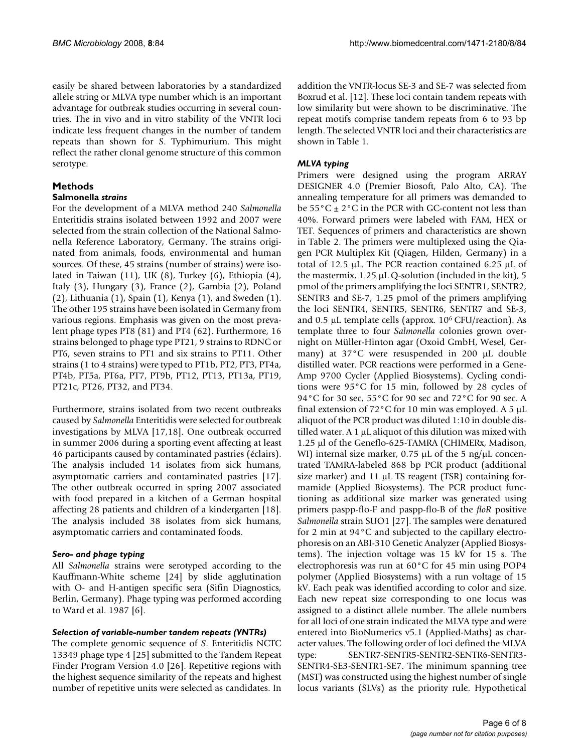easily be shared between laboratories by a standardized allele string or MLVA type number which is an important advantage for outbreak studies occurring in several countries. The in vivo and in vitro stability of the VNTR loci indicate less frequent changes in the number of tandem repeats than shown for *S*. Typhimurium. This might reflect the rather clonal genome structure of this common serotype.

## Methods

### Salmonella *strains*

For the development of a MLVA method 240 *Salmonella* Enteritidis strains isolated between 1992 and 2007 were selected from the strain collection of the National Salmonella Reference Laboratory, Germany. The strains originated from animals, foods, environmental and human sources. Of these, 45 strains (number of strains) were isolated in Taiwan (11), UK (8), Turkey (6), Ethiopia (4), Italy (3), Hungary (3), France (2), Gambia (2), Poland (2), Lithuania (1), Spain (1), Kenya (1), and Sweden (1). The other 195 strains have been isolated in Germany from various regions. Emphasis was given on the most prevalent phage types PT8 (81) and PT4 (62). Furthermore, 16 strains belonged to phage type PT21, 9 strains to RDNC or PT6, seven strains to PT1 and six strains to PT11. Other strains (1 to 4 strains) were typed to PT1b, PT2, PT3, PT4a, PT4b, PT5a, PT6a, PT7, PT9b, PT12, PT13, PT13a, PT19, PT21c, PT26, PT32, and PT34.

Furthermore, strains isolated from two recent outbreaks caused by *Salmonella* Enteritidis were selected for outbreak investigations by MLVA [17,18]. One outbreak occurred in summer 2006 during a sporting event affecting at least 46 participants caused by contaminated pastries (éclairs). The analysis included 14 isolates from sick humans, asymptomatic carriers and contaminated pastries [17]. The other outbreak occurred in spring 2007 associated with food prepared in a kitchen of a German hospital affecting 28 patients and children of a kindergarten [18]. The analysis included 38 isolates from sick humans, asymptomatic carriers and contaminated foods.

### *Sero- and phage typing*

All *Salmonella* strains were serotyped according to the Kauffmann-White scheme [24] by slide agglutination with O- and H-antigen specific sera (Sifin Diagnostics, Berlin, Germany). Phage typing was performed according to Ward et al. 1987 [6].

### *Selection of variable-number tandem repeats (VNTRs)*

The complete genomic sequence of *S*. Enteritidis NCTC 13349 phage type 4 [25] submitted to the Tandem Repeat Finder Program Version 4.0 [26]. Repetitive regions with the highest sequence similarity of the repeats and highest number of repetitive units were selected as candidates. In addition the VNTR-locus SE-3 and SE-7 was selected from Boxrud et al. [12]. These loci contain tandem repeats with low similarity but were shown to be discriminative. The repeat motifs comprise tandem repeats from 6 to 93 bp length. The selected VNTR loci and their characteristics are shown in Table 1.

### *MLVA typing*

Primers were designed using the program ARRAY DESIGNER 4.0 (Premier Biosoft, Palo Alto, CA). The annealing temperature for all primers was demanded to be 55°C ± 2°C in the PCR with GC-content not less than 40%. Forward primers were labeled with FAM, HEX or TET. Sequences of primers and characteristics are shown in Table 2. The primers were multiplexed using the Qiagen PCR Multiplex Kit (Qiagen, Hilden, Germany) in a total of 12.5 μL. The PCR reaction contained 6.25 μL of the mastermix, 1.25 μL Q-solution (included in the kit), 5 pmol of the primers amplifying the loci SENTR1, SENTR2, SENTR3 and SE-7, 1.25 pmol of the primers amplifying the loci SENTR4, SENTR5, SENTR6, SENTR7 and SE-3, and 0.5 μL template cells (approx. $10^6$ CFU/reaction). As template three to four *Salmonella* colonies grown overnight on Müller-Hinton agar (Oxoid GmbH, Wesel, Germany) at 37°C were resuspended in 200 μL double distilled water. PCR reactions were performed in a GeneAmp 9700 Cycler (Applied Biosystems). Cycling conditions were 95°C for 15 min, followed by 28 cycles of 94°C for 30 sec, 55°C for 90 sec and 72°C for 90 sec. A final extension of 72°C for 10 min was employed. A 5 μL aliquot of the PCR product was diluted 1:10 in double distilled water. A 1 μL aliquot of this dilution was mixed with 1.25 μl of the Geneflo-625-TAMRA (CHIMERx, Madison, WI) internal size marker, 0.75 μL of the 5 ng/μL concentrated TAMRA-labeled 868 bp PCR product (additional size marker) and 11 μL TS reagent (TSR) containing formamide (Applied Biosystems). The PCR product functioning as additional size marker was generated using primers paspp-flo-F and paspp-flo-B of the *floR* positive *Salmonella* strain SUO1 [27]. The samples were denatured for 2 min at 94°C and subjected to the capillary electrophoresis on an ABI-310 Genetic Analyzer (Applied Biosystems). The injection voltage was 15 kV for 15 s. The electrophoresis was run at 60°C for 45 min using POP4 polymer (Applied Biosystems) with a run voltage of 15 kV. Each peak was identified according to color and size. Each new repeat size corresponding to one locus was assigned to a distinct allele number. The allele numbers for all loci of one strain indicated the MLVA type and were entered into BioNumerics v5.1 (Applied-Maths) as character values. The following order of loci defined the MLVA type: SENTR7-SENTR5-SENTR2-SENTR6-SENTR3-SENTR4-SE3-SENTR1-SE7. The minimum spanning tree (MST) was constructed using the highest number of single locus variants (SLVs) as the priority rule. Hypothetical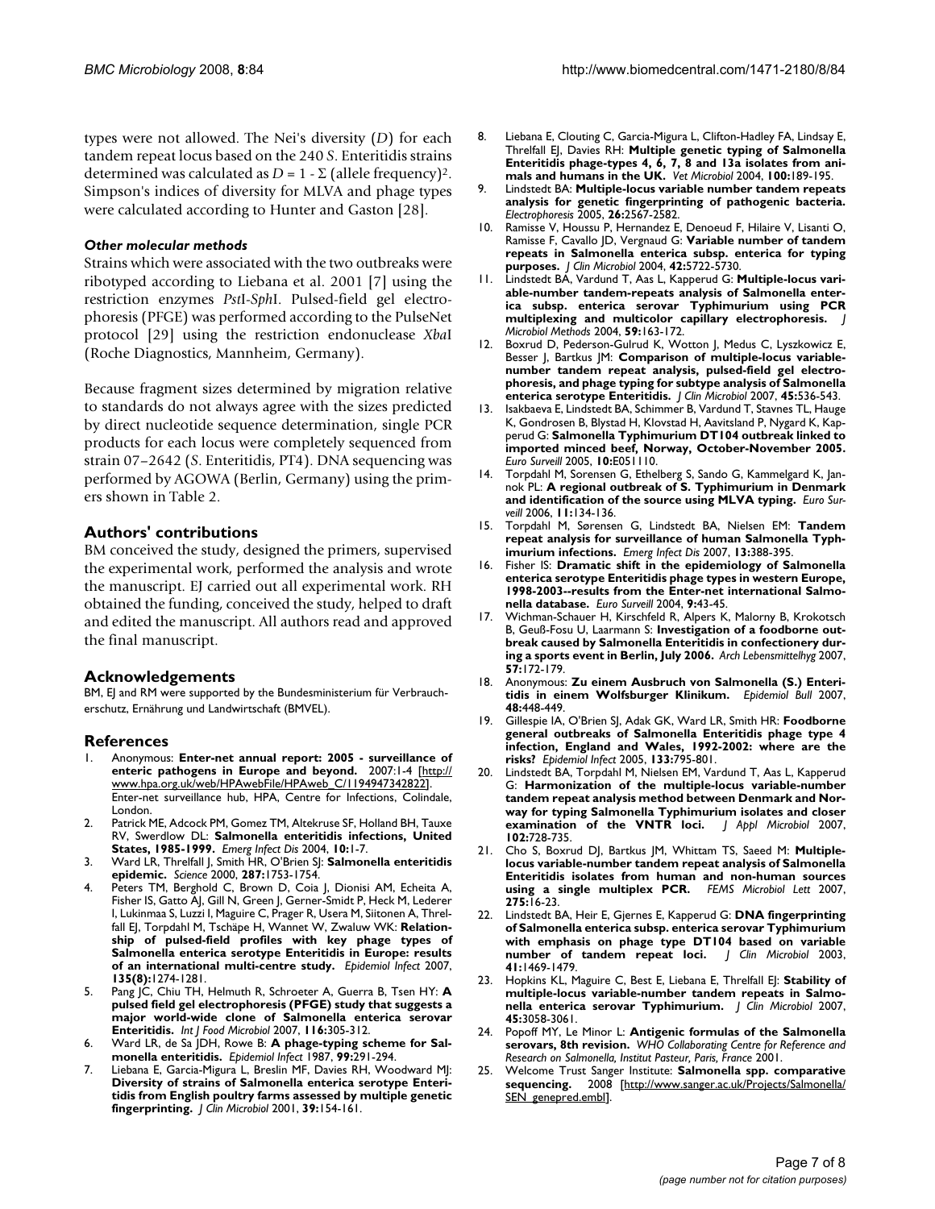types were not allowed. The Nei's diversity ($D$) for each tandem repeat locus based on the 240 *S*. Enteritidis strains determined was calculated as $D = 1 - \Sigma$ (allele frequency)$^2$. Simpson's indices of diversity for MLVA and phage types were calculated according to Hunter and Gaston [28].

### *Other molecular methods*

Strains which were associated with the two outbreaks were ribotyped according to Liebana et al. 2001 [7] using the restriction enzymes *Pst*I-*Sph*I. Pulsed-field gel electrophoresis (PFGE) was performed according to the PulseNet protocol [29] using the restriction endonuclease *Xba*I (Roche Diagnostics, Mannheim, Germany).

Because fragment sizes determined by migration relative to standards do not always agree with the sizes predicted by direct nucleotide sequence determination, single PCR products for each locus were completely sequenced from strain 07–2642 (*S*. Enteritidis, PT4). DNA sequencing was performed by AGOWA (Berlin, Germany) using the primers shown in Table 2.

## Authors' contributions

BM conceived the study, designed the primers, supervised the experimental work, performed the analysis and wrote the manuscript. EJ carried out all experimental work. RH obtained the funding, conceived the study, helped to draft and edited the manuscript. All authors read and approved the final manuscript.

## Acknowledgements

BM, EJ and RM were supported by the Bundesministerium für Verbraucherschutz, Ernährung und Landwirtschaft (BMVEL).

## References

1. Anonymous: **Enter-net annual report: 2005 - surveillance of enteric pathogens in Europe and beyond.** 2007:1-4 [http://www.hpa.org.uk/web/HPAwebFile/HPAweb_C/1194947342822]. Enter-net surveillance hub, HPA, Centre for Infections, Colindale, London.
2. Patrick ME, Adcock PM, Gomez TM, Altekruse SF, Holland BH, Tauxe RV, Swerdlow DL: **Salmonella enteritidis infections, United States, 1985-1999.** *Emerg Infect Dis* 2004, **10:**1-7.
3. Ward LR, Threlfall J, Smith HR, O'Brien SJ: **Salmonella enteritidis epidemic.** *Science* 2000, **287:**1753-1754.
4. Peters TM, Berghold C, Brown D, Coia J, Dionisi AM, Echeita A, Fisher IS, Gatto AJ, Gill N, Green J, Gerner-Smidt P, Heck M, Lederer I, Lukinmaa S, Luzzi I, Maguire C, Prager R, Usera M, Siitonen A, Threlfall EJ, Torpdahl M, Tschäpe H, Wannet W, Zwaluw WK: **Relationship of pulsed-field profiles with key phage types of Salmonella enterica serotype Enteritidis in Europe: results of an international multi-centre study.** *Epidemiol Infect* 2007, **135(8):**1274-1281.
5. Pang JC, Chiu TH, Helmuth R, Schroeter A, Guerra B, Tsen HY: **A pulsed field gel electrophoresis (PFGE) study that suggests a major world-wide clone of Salmonella enterica serovar Enteritidis.** *Int J Food Microbiol* 2007, **116:**305-312.
6. Ward LR, de Sa JDH, Rowe B: **A phage-typing scheme for Salmonella enteritidis.** *Epidemiol Infect* 1987, **99:**291-294.
7. Liebana E, Garcia-Migura L, Breslin MF, Davies RH, Woodward MJ: **Diversity of strains of Salmonella enterica serotype Enteritidis from English poultry farms assessed by multiple genetic fingerprinting.** *J Clin Microbiol* 2001, **39:**154-161.
8. Liebana E, Clouting C, Garcia-Migura L, Clifton-Hadley FA, Lindsay E, Threlfall EJ, Davies RH: **Multiple genetic typing of Salmonella Enteritidis phage-types 4, 6, 7, 8 and 13a isolates from animals and humans in the UK.** *Vet Microbiol* 2004, **100:**189-195.
9. Lindstedt BA: **Multiple-locus variable number tandem repeats analysis for genetic fingerprinting of pathogenic bacteria.** *Electrophoresis* 2005, **26:**2567-2582.
10. Ramisse V, Houssu P, Hernandez E, Denoeud F, Hilaire V, Lisanti O, Ramisse F, Cavallo JD, Vergnaud G: **Variable number of tandem repeats in Salmonella enterica subsp. enterica for typing purposes.** *J Clin Microbiol* 2004, **42:**5722-5730.
11. Lindstedt BA, Vardund T, Aas L, Kapperud G: **Multiple-locus variable-number tandem-repeats analysis of Salmonella enterica subsp. enterica serovar Typhimurium using PCR multiplexing and multicolor capillary electrophoresis.** *J Microbiol Methods* 2004, **59:**163-172.
12. Boxrud D, Pederson-Gulrud K, Wotton J, Medus C, Lyszkowicz E, Besser J, Bartkus JM: **Comparison of multiple-locus variable-number tandem repeat analysis, pulsed-field gel electrophoresis, and phage typing for subtype analysis of Salmonella enterica serotype Enteritidis.** *J Clin Microbiol* 2007, **45:**536-543.
13. Isakbaeva E, Lindstedt BA, Schimmer B, Vardund T, Stavnes TL, Hauge K, Gondrosen B, Blystad H, Klovstad H, Aavitsland P, Nygard K, Kapperud G: **Salmonella Typhimurium DT104 outbreak linked to imported minced beef, Norway, October-November 2005.** *Euro Surveill* 2005, **10:**E051110.
14. Torpdahl M, Sorensen G, Ethelberg S, Sando G, Kammelgard K, Jannok PL: **A regional outbreak of S. Typhimurium in Denmark and identification of the source using MLVA typing.** *Euro Surveill* 2006, **11:**134-136.
15. Torpdahl M, Sørensen G, Lindstedt BA, Nielsen EM: **Tandem repeat analysis for surveillance of human Salmonella Typhimurium infections.** *Emerg Infect Dis* 2007, **13:**388-395.
16. Fisher IS: **Dramatic shift in the epidemiology of Salmonella enterica serotype Enteritidis phage types in western Europe, 1998-2003--results from the Enter-net international Salmonella database.** *Euro Surveill* 2004, **9:**43-45.
17. Wichman-Schauer H, Kirschfeld R, Alpers K, Malorny B, Krokotsch B, Geuß-Fosu U, Laarmann S: **Investigation of a foodborne outbreak caused by Salmonella Enteritidis in confectionery during a sports event in Berlin, July 2006.** *Arch Lebensmittelhyg* 2007, **57:**172-179.
18. Anonymous: **Zu einem Ausbruch von Salmonella (S.) Enteritidis in einem Wolfsburger Klinikum.** *Epidemiol Bull* 2007, **48:**448-449.
19. Gillespie IA, O'Brien SJ, Adak GK, Ward LR, Smith HR: **Foodborne general outbreaks of Salmonella Enteritidis phage type 4 infection, England and Wales, 1992-2002: where are the risks?** *Epidemiol Infect* 2005, **133:**795-801.
20. Lindstedt BA, Torpdahl M, Nielsen EM, Vardund T, Aas L, Kapperud G: **Harmonization of the multiple-locus variable-number tandem repeat analysis method between Denmark and Norway for typing Salmonella Typhimurium isolates and closer examination of the VNTR loci.** *J Appl Microbiol* 2007, **102:**728-735.
21. Cho S, Boxrud DJ, Bartkus JM, Whittam TS, Saeed M: **Multiple-locus variable-number tandem repeat analysis of Salmonella Enteritidis isolates from human and non-human sources using a single multiplex PCR.** *FEMS Microbiol Lett* 2007, **275:**16-23.
22. Lindstedt BA, Heir E, Gjernes E, Kapperud G: **DNA fingerprinting of Salmonella enterica subsp. enterica serovar Typhimurium with emphasis on phage type DT104 based on variable number of tandem repeat loci.** *J Clin Microbiol* 2003, **41:**1469-1479.
23. Hopkins KL, Maguire C, Best E, Liebana E, Threlfall EJ: **Stability of multiple-locus variable-number tandem repeats in Salmonella enterica serovar Typhimurium.** *J Clin Microbiol* 2007, **45:**3058-3061.
24. Popoff MY, Le Minor L: **Antigenic formulas of the Salmonella serovars, 8th revision.** *WHO Collaborating Centre for Reference and Research on Salmonella, Institut Pasteur, Paris, France* 2001.
25. Welcome Trust Sanger Institute: **Salmonella spp. comparative sequencing.** 2008 [http://www.sanger.ac.uk/Projects/Salmonella/SEN_genepred.embl].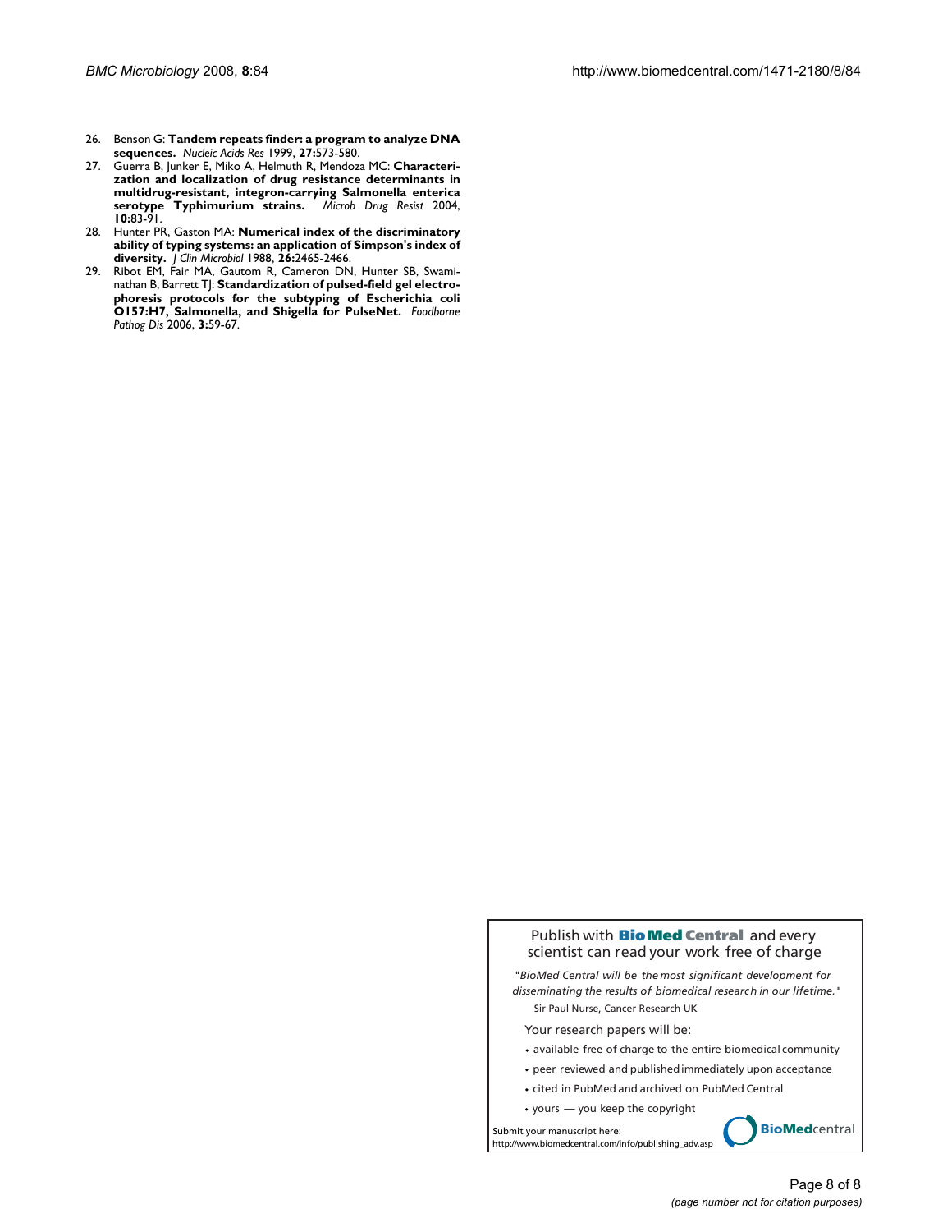26. Benson G: **Tandem repeats finder: a program to analyze DNA sequences.** *Nucleic Acids Res* 1999, **27:**573-580.
27. Guerra B, Junker E, Miko A, Helmuth R, Mendoza MC: **Characterization and localization of drug resistance determinants in multidrug-resistant, integron-carrying Salmonella enterica serotype Typhimurium strains.** *Microb Drug Resist* 2004, **10:**83-91.
28. Hunter PR, Gaston MA: **Numerical index of the discriminatory ability of typing systems: an application of Simpson's index of diversity.** *J Clin Microbiol* 1988, **26:**2465-2466.
29. Ribot EM, Fair MA, Gautom R, Cameron DN, Hunter SB, Swaminathan B, Barrett TJ: **Standardization of pulsed-field gel electrophoresis protocols for the subtyping of Escherichia coli O157:H7, Salmonella, and Shigella for PulseNet.** *Foodborne Pathog Dis* 2006, **3:**59-67.

Publish with **BioMed Central** and every scientist can read your work free of charge

*"BioMed Central will be the most significant development for disseminating the results of biomedical research in our lifetime."*

Sir Paul Nurse, Cancer Research UK

Your research papers will be:

- available free of charge to the entire biomedical community
- peer reviewed and published immediately upon acceptance
- cited in PubMed and archived on PubMed Central
- yours — you keep the copyright

Submit your manuscript here:
http://www.biomedcentral.com/info/publishing_adv.asp

**BioMed**central